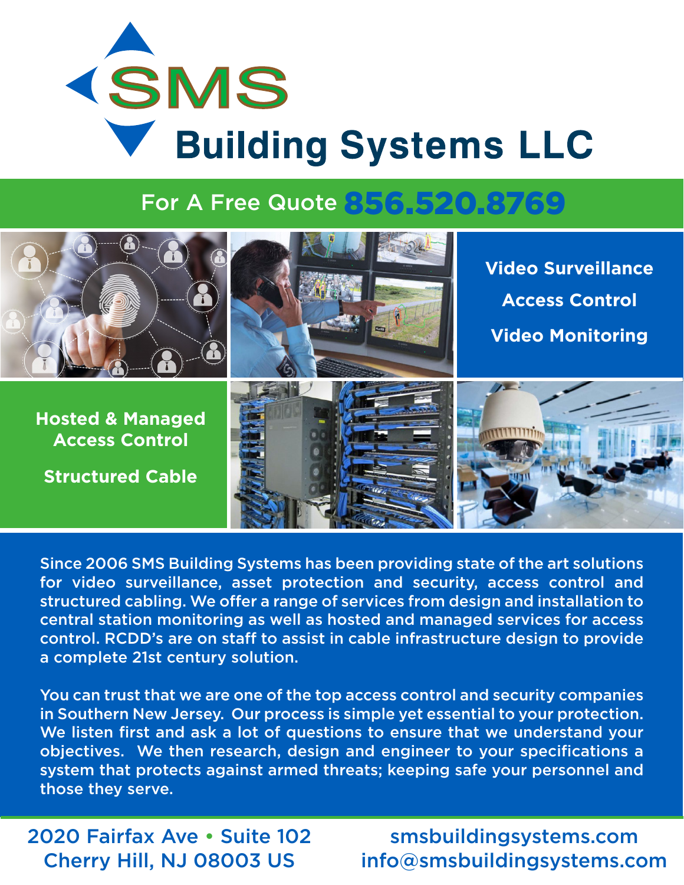# SMS Building Systems LLC

## For A Free Quote 856.520.8769

**Video Surveillance**

**Access Control**

**Video Monitoring**

**Hosted & Managed Access Control**

**Structured Cable**

Since 2006 SMS Building Systems has been providing state of the art solutions for video surveillance, asset protection and security, access control and structured cabling. We offer a range of services from design and installation to central station monitoring as well as hosted and managed services for access control. RCDD's are on staff to assist in cable infrastructure design to provide a complete 21st century solution.

You can trust that we are one of the top access control and security companies in Southern New Jersey. Our process is simple yet essential to your protection. We listen first and ask a lot of questions to ensure that we understand your objectives. We then research, design and engineer to your specifications a system that protects against armed threats; keeping safe your personnel and those they serve.

2020 Fairfax Ave • Suite 102
Cherry Hill, NJ 08003 US

smsbuildingsystems.com
info@smsbuildingsystems.com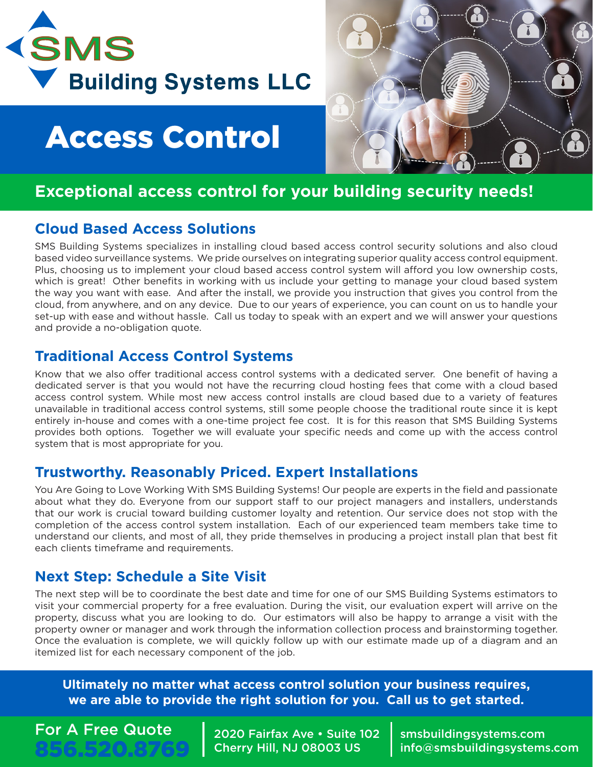# SMS Building Systems LLC

# Access Control

## Exceptional access control for your building security needs!

### Cloud Based Access Solutions

SMS Building Systems specializes in installing cloud based access control security solutions and also cloud based video surveillance systems. We pride ourselves on integrating superior quality access control equipment. Plus, choosing us to implement your cloud based access control system will afford you low ownership costs, which is great! Other benefits in working with us include your getting to manage your cloud based system the way you want with ease. And after the install, we provide you instruction that gives you control from the cloud, from anywhere, and on any device. Due to our years of experience, you can count on us to handle your set-up with ease and without hassle. Call us today to speak with an expert and we will answer your questions and provide a no-obligation quote.

### Traditional Access Control Systems

Know that we also offer traditional access control systems with a dedicated server. One benefit of having a dedicated server is that you would not have the recurring cloud hosting fees that come with a cloud based access control system. While most new access control installs are cloud based due to a variety of features unavailable in traditional access control systems, still some people choose the traditional route since it is kept entirely in-house and comes with a one-time project fee cost. It is for this reason that SMS Building Systems provides both options. Together we will evaluate your specific needs and come up with the access control system that is most appropriate for you.

### Trustworthy. Reasonably Priced. Expert Installations

You Are Going to Love Working With SMS Building Systems! Our people are experts in the field and passionate about what they do. Everyone from our support staff to our project managers and installers, understands that our work is crucial toward building customer loyalty and retention. Our service does not stop with the completion of the access control system installation. Each of our experienced team members take time to understand our clients, and most of all, they pride themselves in producing a project install plan that best fit each clients timeframe and requirements.

### Next Step: Schedule a Site Visit

The next step will be to coordinate the best date and time for one of our SMS Building Systems estimators to visit your commercial property for a free evaluation. During the visit, our evaluation expert will arrive on the property, discuss what you are looking to do. Our estimators will also be happy to arrange a visit with the property owner or manager and work through the information collection process and brainstorming together. Once the evaluation is complete, we will quickly follow up with our estimate made up of a diagram and an itemized list for each necessary component of the job.

**Ultimately no matter what access control solution your business requires, we are able to provide the right solution for you. Call us to get started.**

For A Free Quote
**856.520.8769**

2020 Fairfax Ave • Suite 102
Cherry Hill, NJ 08003 US

smsbuildingsystems.com
info@smsbuildingsystems.com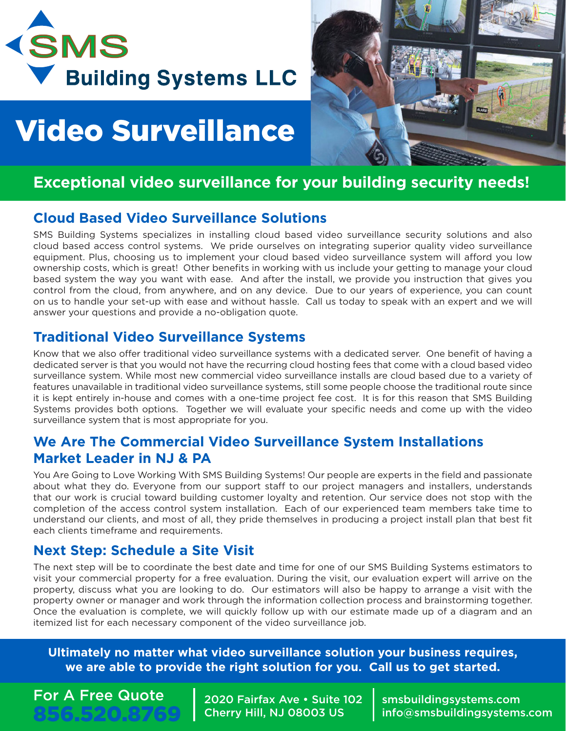# SMS Building Systems LLC

# Video Surveillance

**Exceptional video surveillance for your building security needs!**

## Cloud Based Video Surveillance Solutions

SMS Building Systems specializes in installing cloud based video surveillance security solutions and also cloud based access control systems. We pride ourselves on integrating superior quality video surveillance equipment. Plus, choosing us to implement your cloud based video surveillance system will afford you low ownership costs, which is great! Other benefits in working with us include your getting to manage your cloud based system the way you want with ease. And after the install, we provide you instruction that gives you control from the cloud, from anywhere, and on any device. Due to our years of experience, you can count on us to handle your set-up with ease and without hassle. Call us today to speak with an expert and we will answer your questions and provide a no-obligation quote.

## Traditional Video Surveillance Systems

Know that we also offer traditional video surveillance systems with a dedicated server. One benefit of having a dedicated server is that you would not have the recurring cloud hosting fees that come with a cloud based video surveillance system. While most new commercial video surveillance installs are cloud based due to a variety of features unavailable in traditional video surveillance systems, still some people choose the traditional route since it is kept entirely in-house and comes with a one-time project fee cost. It is for this reason that SMS Building Systems provides both options. Together we will evaluate your specific needs and come up with the video surveillance system that is most appropriate for you.

## We Are The Commercial Video Surveillance System Installations Market Leader in NJ & PA

You Are Going to Love Working With SMS Building Systems! Our people are experts in the field and passionate about what they do. Everyone from our support staff to our project managers and installers, understands that our work is crucial toward building customer loyalty and retention. Our service does not stop with the completion of the access control system installation. Each of our experienced team members take time to understand our clients, and most of all, they pride themselves in producing a project install plan that best fit each clients timeframe and requirements.

## Next Step: Schedule a Site Visit

The next step will be to coordinate the best date and time for one of our SMS Building Systems estimators to visit your commercial property for a free evaluation. During the visit, our evaluation expert will arrive on the property, discuss what you are looking to do. Our estimators will also be happy to arrange a visit with the property owner or manager and work through the information collection process and brainstorming together. Once the evaluation is complete, we will quickly follow up with our estimate made up of a diagram and an itemized list for each necessary component of the video surveillance job.

**Ultimately no matter what video surveillance solution your business requires, we are able to provide the right solution for you. Call us to get started.**

For A Free Quote
**856.520.8769**

2020 Fairfax Ave • Suite 102
Cherry Hill, NJ 08003 US

smsbuildingsystems.com
info@smsbuildingsystems.com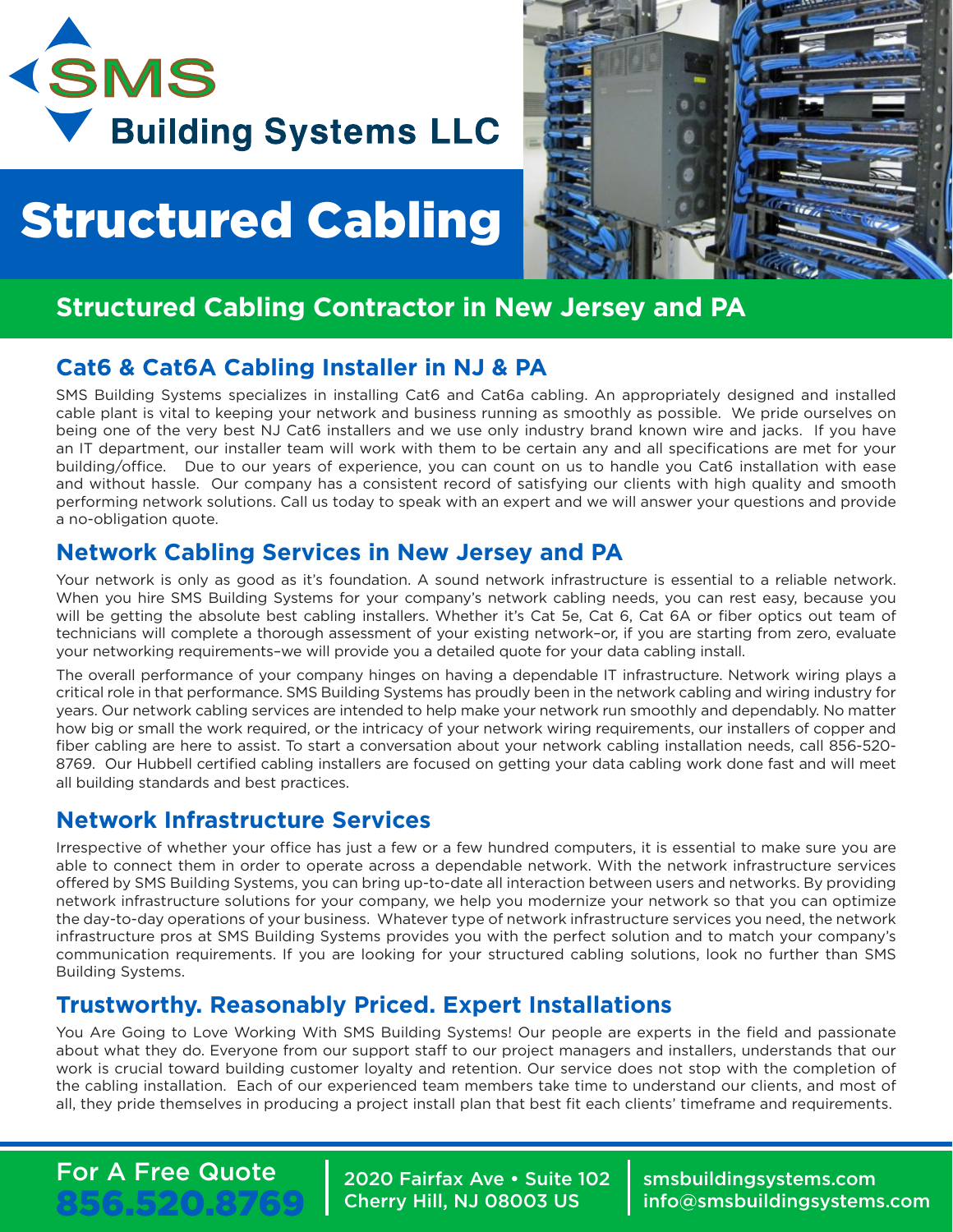SMS Building Systems LLC

# Structured Cabling

## Structured Cabling Contractor in New Jersey and PA

### Cat6 & Cat6A Cabling Installer in NJ & PA

SMS Building Systems specializes in installing Cat6 and Cat6a cabling. An appropriately designed and installed cable plant is vital to keeping your network and business running as smoothly as possible. We pride ourselves on being one of the very best NJ Cat6 installers and we use only industry brand known wire and jacks. If you have an IT department, our installer team will work with them to be certain any and all specifications are met for your building/office. Due to our years of experience, you can count on us to handle you Cat6 installation with ease and without hassle. Our company has a consistent record of satisfying our clients with high quality and smooth performing network solutions. Call us today to speak with an expert and we will answer your questions and provide a no-obligation quote.

### Network Cabling Services in New Jersey and PA

Your network is only as good as it's foundation. A sound network infrastructure is essential to a reliable network. When you hire SMS Building Systems for your company's network cabling needs, you can rest easy, because you will be getting the absolute best cabling installers. Whether it's Cat 5e, Cat 6, Cat 6A or fiber optics out team of technicians will complete a thorough assessment of your existing network–or, if you are starting from zero, evaluate your networking requirements–we will provide you a detailed quote for your data cabling install.

The overall performance of your company hinges on having a dependable IT infrastructure. Network wiring plays a critical role in that performance. SMS Building Systems has proudly been in the network cabling and wiring industry for years. Our network cabling services are intended to help make your network run smoothly and dependably. No matter how big or small the work required, or the intricacy of your network wiring requirements, our installers of copper and fiber cabling are here to assist. To start a conversation about your network cabling installation needs, call 856-520-8769. Our Hubbell certified cabling installers are focused on getting your data cabling work done fast and will meet all building standards and best practices.

### Network Infrastructure Services

Irrespective of whether your office has just a few or a few hundred computers, it is essential to make sure you are able to connect them in order to operate across a dependable network. With the network infrastructure services offered by SMS Building Systems, you can bring up-to-date all interaction between users and networks. By providing network infrastructure solutions for your company, we help you modernize your network so that you can optimize the day-to-day operations of your business. Whatever type of network infrastructure services you need, the network infrastructure pros at SMS Building Systems provides you with the perfect solution and to match your company's communication requirements. If you are looking for your structured cabling solutions, look no further than SMS Building Systems.

### Trustworthy. Reasonably Priced. Expert Installations

You Are Going to Love Working With SMS Building Systems! Our people are experts in the field and passionate about what they do. Everyone from our support staff to our project managers and installers, understands that our work is crucial toward building customer loyalty and retention. Our service does not stop with the completion of the cabling installation. Each of our experienced team members take time to understand our clients, and most of all, they pride themselves in producing a project install plan that best fit each clients' timeframe and requirements.

For A Free Quote
**856.520.8769**

2020 Fairfax Ave • Suite 102
Cherry Hill, NJ 08003 US

smsbuildingsystems.com
info@smsbuildingsystems.com